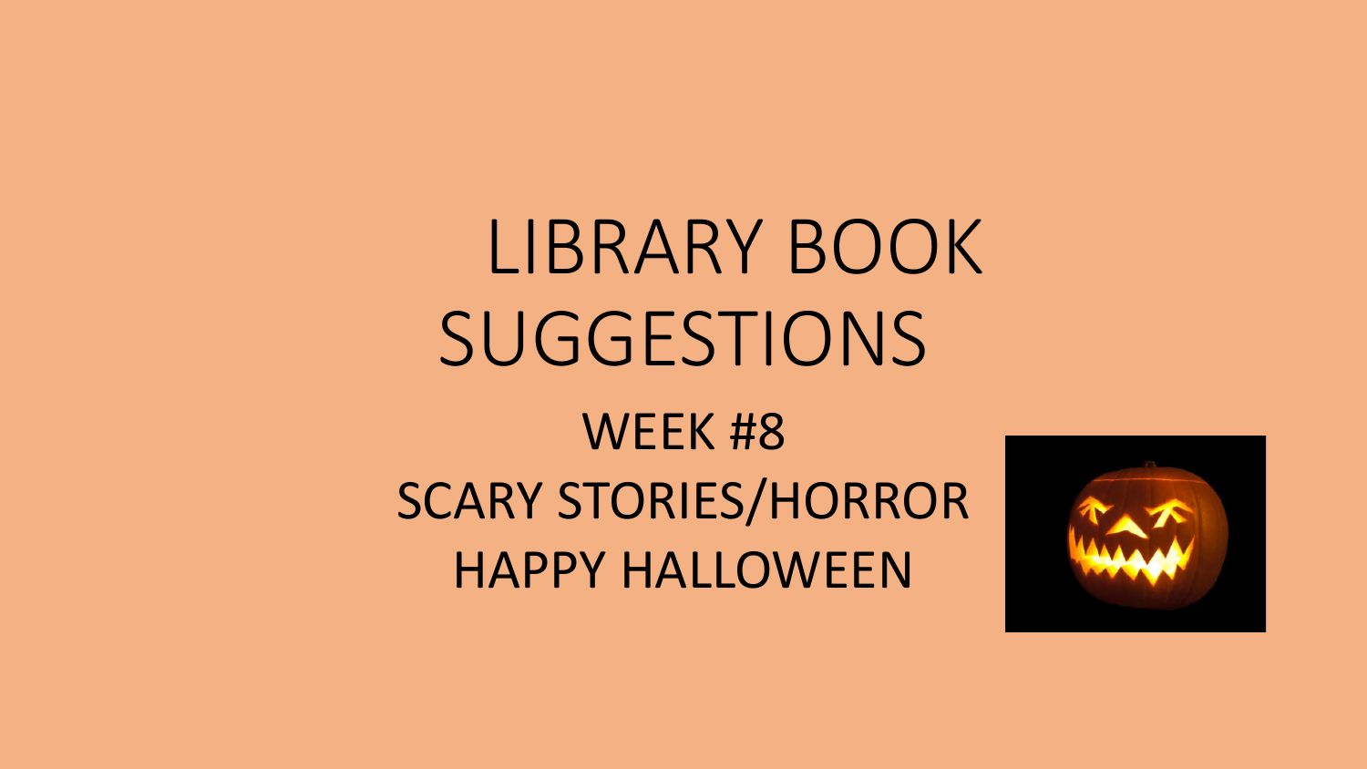# LIBRARY BOOK SUGGESTIONS

## WEEK #8

## SCARY STORIES/HORROR

## HAPPY HALLOWEEN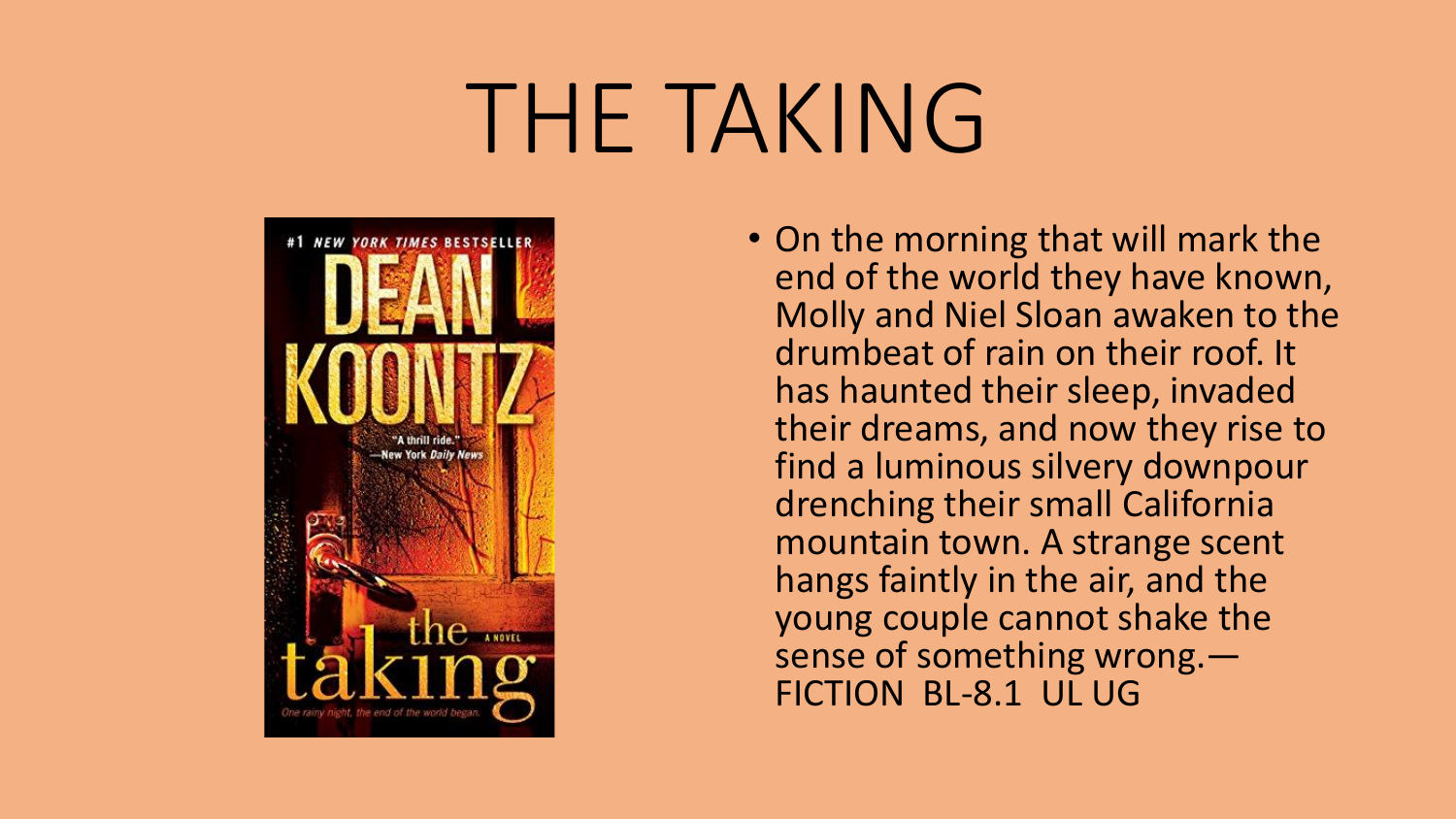# THE TAKING

- On the morning that will mark the end of the world they have known, Molly and Niel Sloan awaken to the drumbeat of rain on their roof. It has haunted their sleep, invaded their dreams, and now they rise to find a luminous silvery downpour drenching their small California mountain town. A strange scent hangs faintly in the air, and the young couple cannot shake the sense of something wrong.—FICTION BL-8.1 UL UG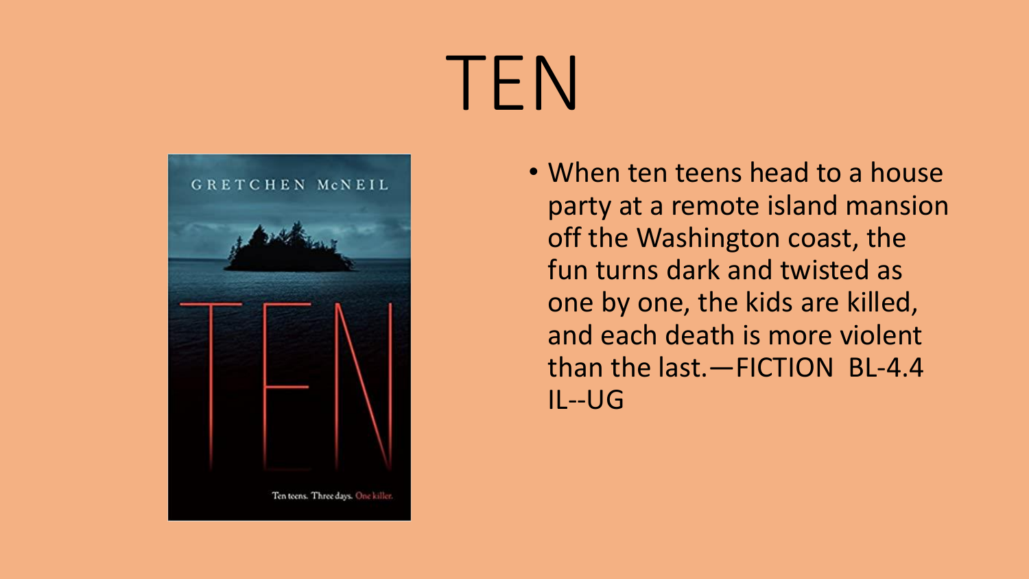# TEN

- When ten teens head to a house party at a remote island mansion off the Washington coast, the fun turns dark and twisted as one by one, the kids are killed, and each death is more violent than the last.—FICTION BL-4.4 IL--UG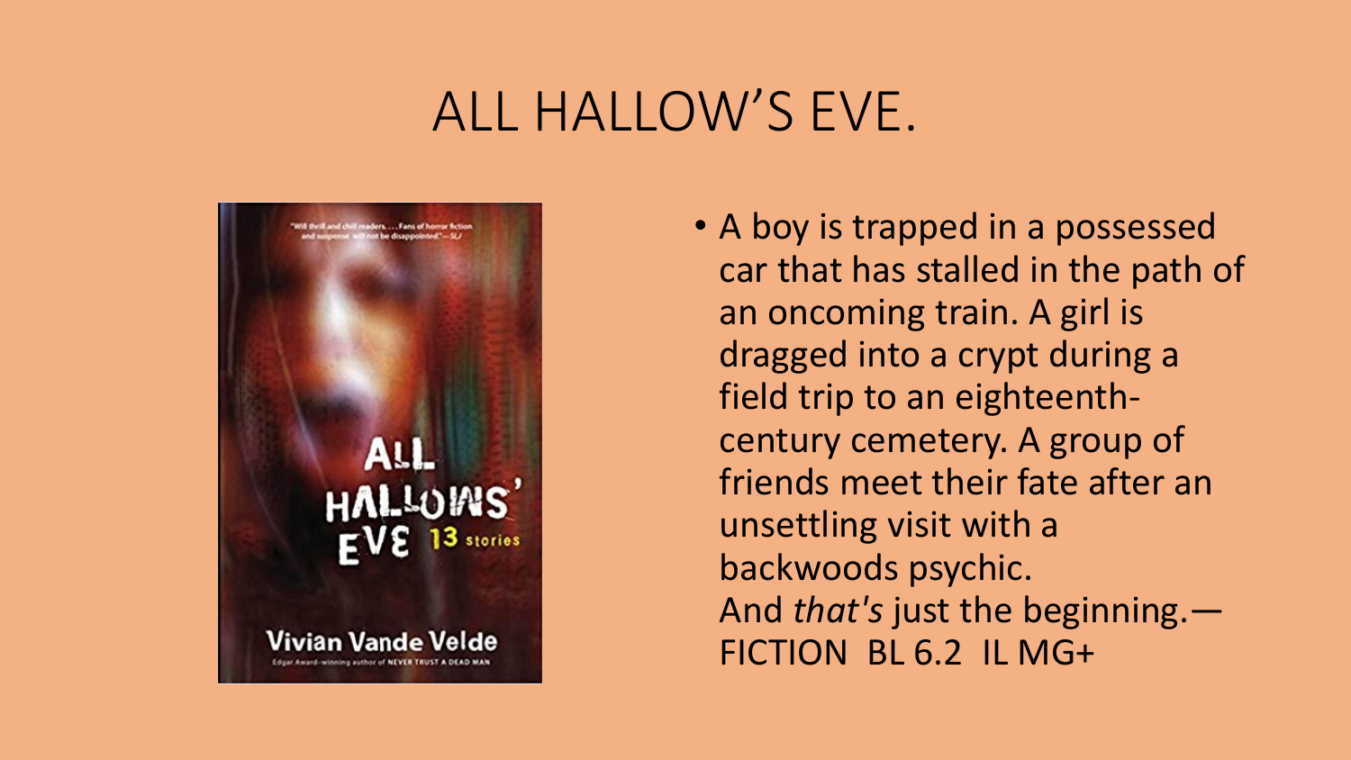# ALL HALLOW'S EVE.

- A boy is trapped in a possessed car that has stalled in the path of an oncoming train. A girl is dragged into a crypt during a field trip to an eighteenth-century cemetery. A group of friends meet their fate after an unsettling visit with a backwoods psychic. And *that's* just the beginning.—FICTION BL 6.2 IL MG+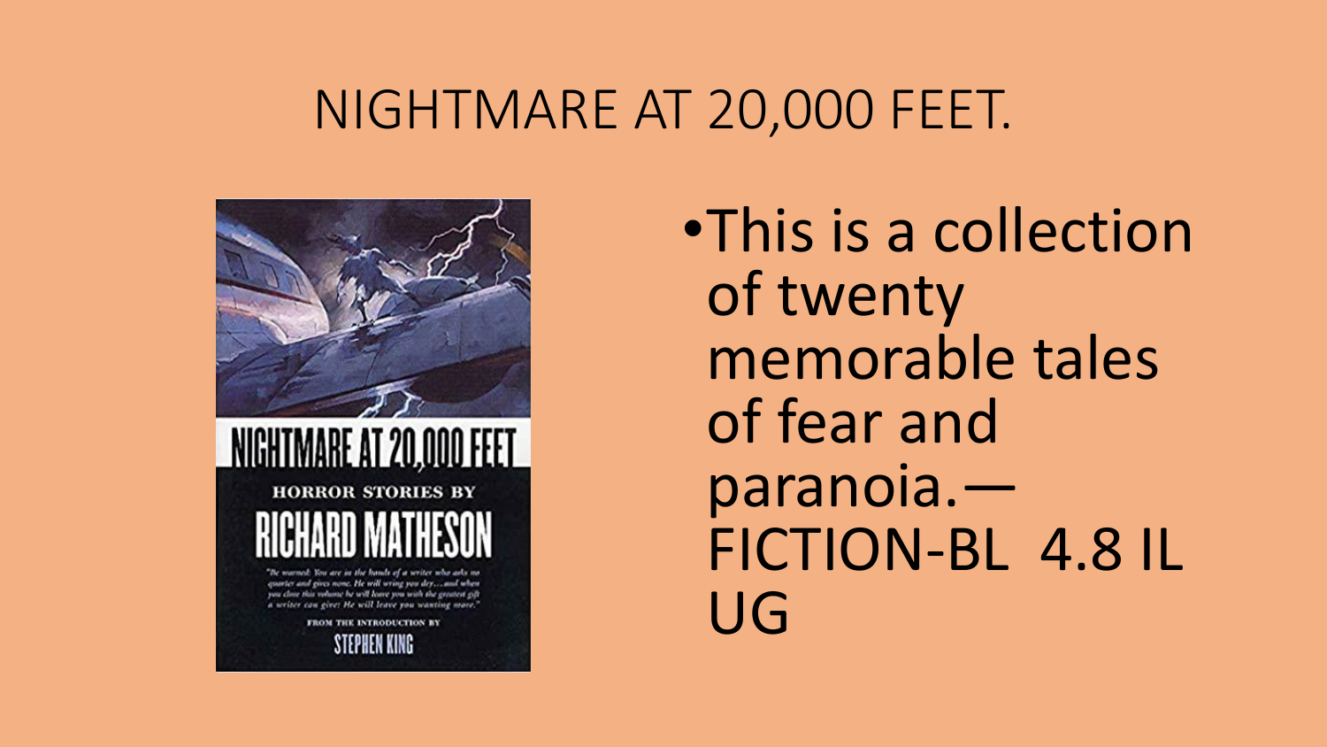# NIGHTMARE AT 20,000 FEET.

- This is a collection of twenty memorable tales of fear and paranoia.—FICTION-BL 4.8 IL UG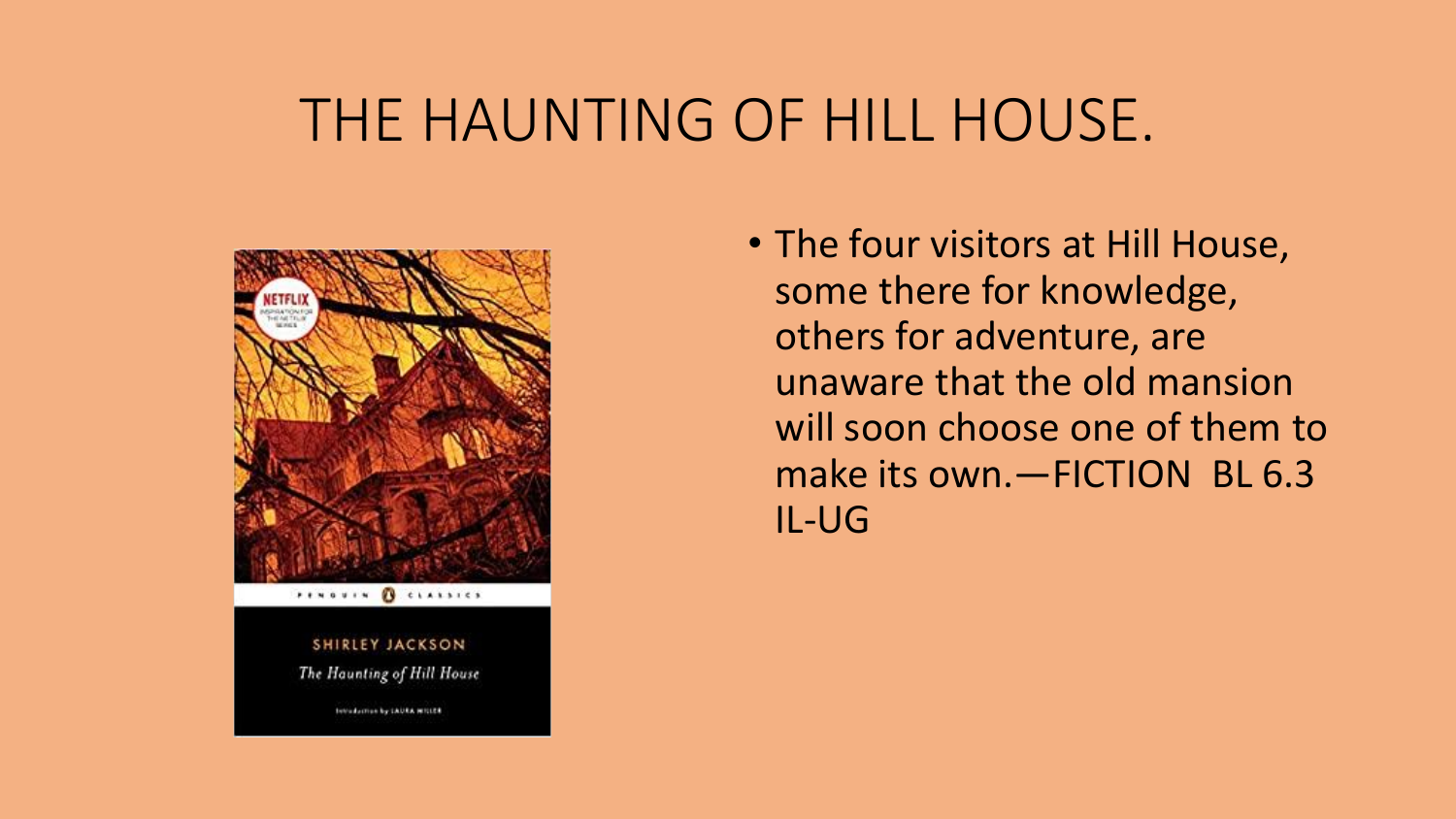# THE HAUNTING OF HILL HOUSE.

- The four visitors at Hill House, some there for knowledge, others for adventure, are unaware that the old mansion will soon choose one of them to make its own.—FICTION BL 6.3 IL-UG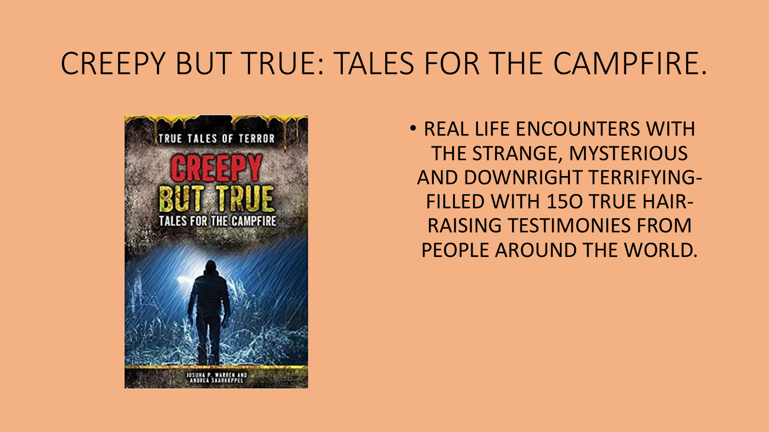# CREEPY BUT TRUE: TALES FOR THE CAMPFIRE.

- REAL LIFE ENCOUNTERS WITH THE STRANGE, MYSTERIOUS AND DOWNRIGHT TERRIFYING- FILLED WITH 15O TRUE HAIR-RAISING TESTIMONIES FROM PEOPLE AROUND THE WORLD.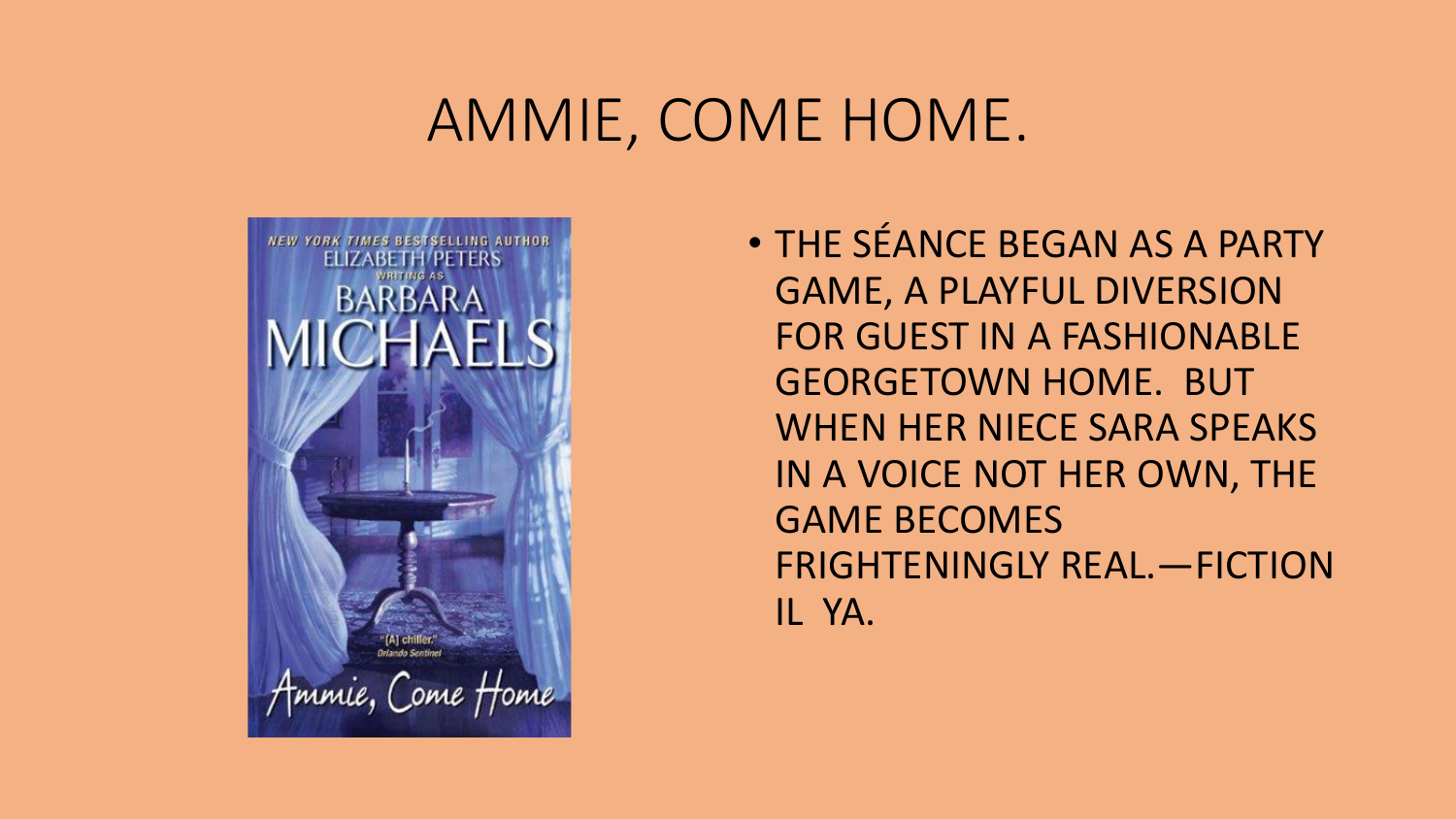# AMMIE, COME HOME.

- THE SÉANCE BEGAN AS A PARTY GAME, A PLAYFUL DIVERSION FOR GUEST IN A FASHIONABLE GEORGETOWN HOME. BUT WHEN HER NIECE SARA SPEAKS IN A VOICE NOT HER OWN, THE GAME BECOMES FRIGHTENINGLY REAL.—FICTION IL YA.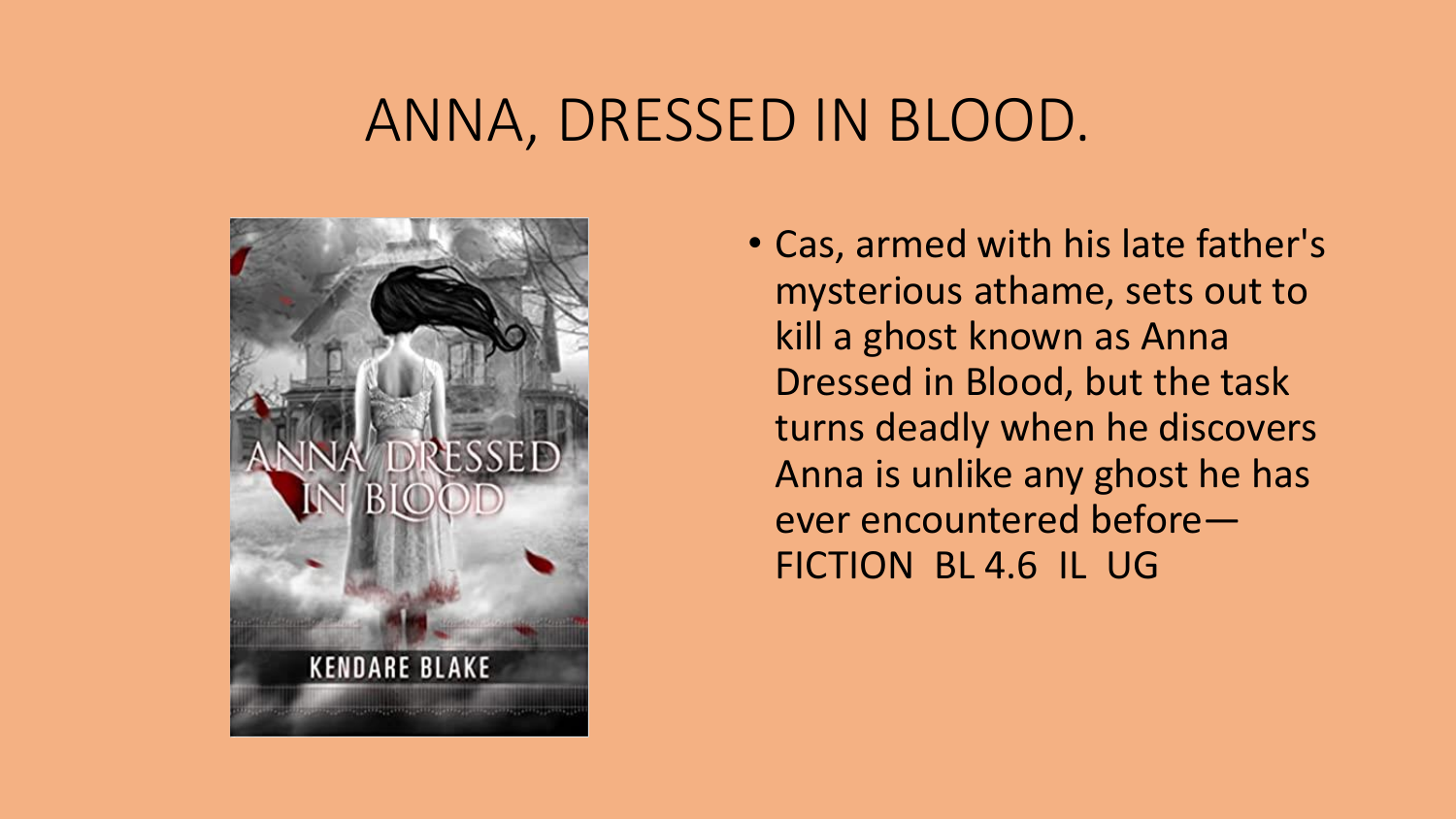# ANNA, DRESSED IN BLOOD.

- Cas, armed with his late father's mysterious athame, sets out to kill a ghost known as Anna Dressed in Blood, but the task turns deadly when he discovers Anna is unlike any ghost he has ever encountered before—FICTION BL 4.6 IL UG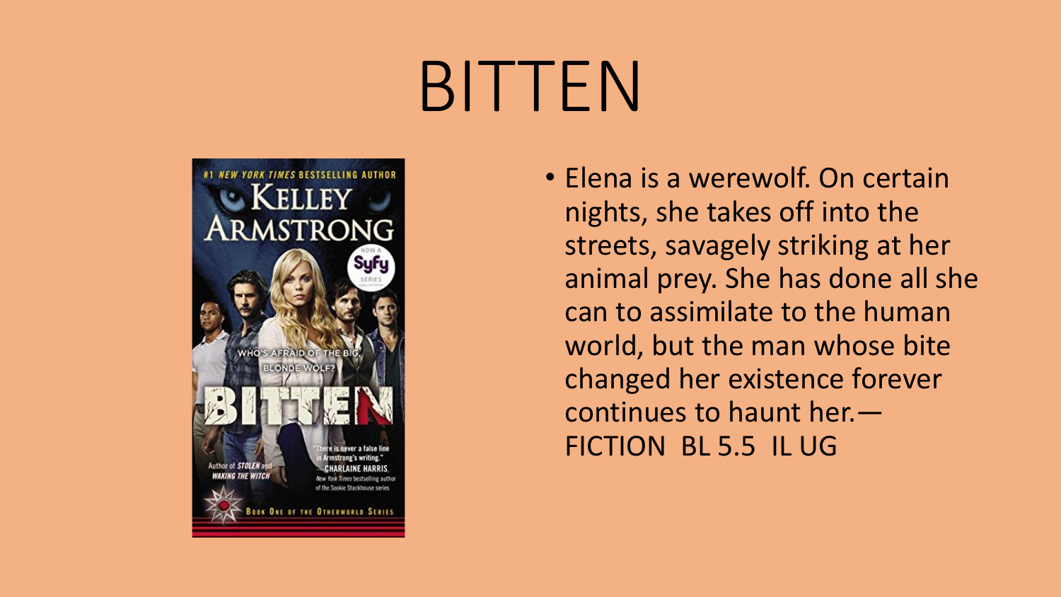# BITTEN

- Elena is a werewolf. On certain nights, she takes off into the streets, savagely striking at her animal prey. She has done all she can to assimilate to the human world, but the man whose bite changed her existence forever continues to haunt her.— FICTION BL 5.5 IL UG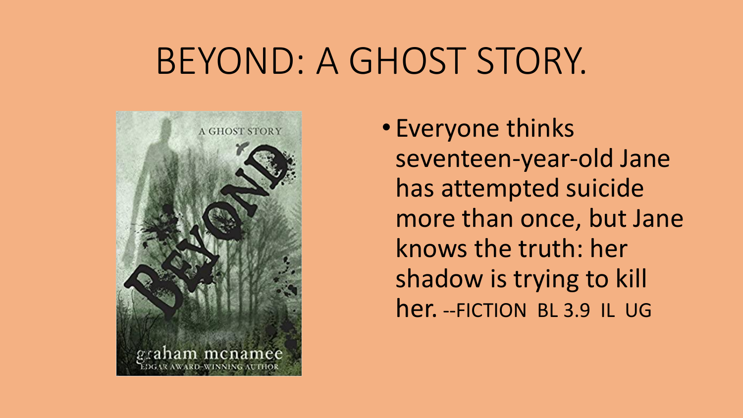# BEYOND: A GHOST STORY.

- Everyone thinks seventeen-year-old Jane has attempted suicide more than once, but Jane knows the truth: her shadow is trying to kill her. --FICTION BL 3.9 IL UG